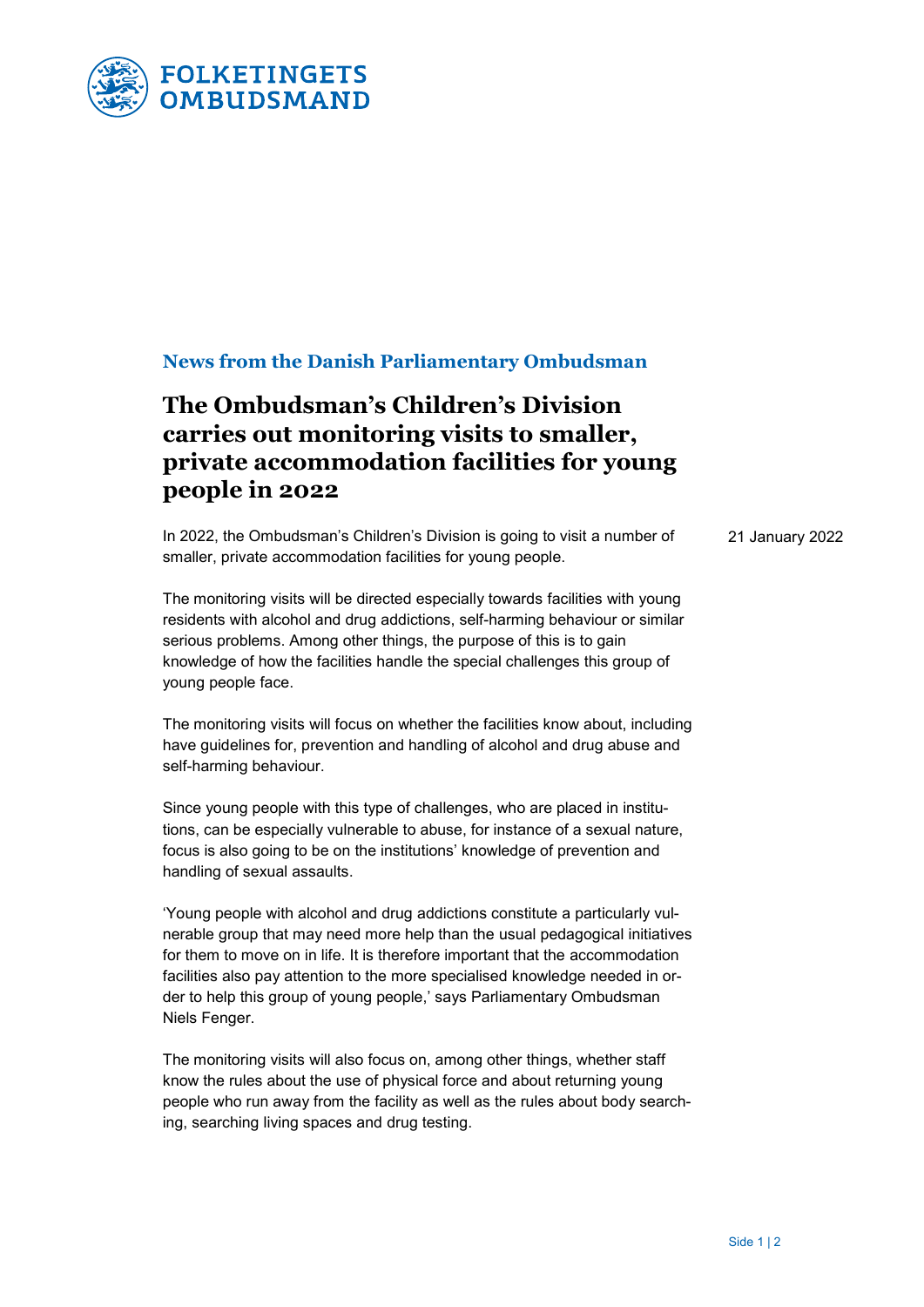FOLKETINGETS OMBUDSMAND

**News from the Danish Parliamentary Ombudsman**

# The Ombudsman's Children's Division carries out monitoring visits to smaller, private accommodation facilities for young people in 2022

21 January 2022

In 2022, the Ombudsman's Children's Division is going to visit a number of smaller, private accommodation facilities for young people.

The monitoring visits will be directed especially towards facilities with young residents with alcohol and drug addictions, self-harming behaviour or similar serious problems. Among other things, the purpose of this is to gain knowledge of how the facilities handle the special challenges this group of young people face.

The monitoring visits will focus on whether the facilities know about, including have guidelines for, prevention and handling of alcohol and drug abuse and self-harming behaviour.

Since young people with this type of challenges, who are placed in institutions, can be especially vulnerable to abuse, for instance of a sexual nature, focus is also going to be on the institutions' knowledge of prevention and handling of sexual assaults.

'Young people with alcohol and drug addictions constitute a particularly vulnerable group that may need more help than the usual pedagogical initiatives for them to move on in life. It is therefore important that the accommodation facilities also pay attention to the more specialised knowledge needed in order to help this group of young people,' says Parliamentary Ombudsman Niels Fenger.

The monitoring visits will also focus on, among other things, whether staff know the rules about the use of physical force and about returning young people who run away from the facility as well as the rules about body searching, searching living spaces and drug testing.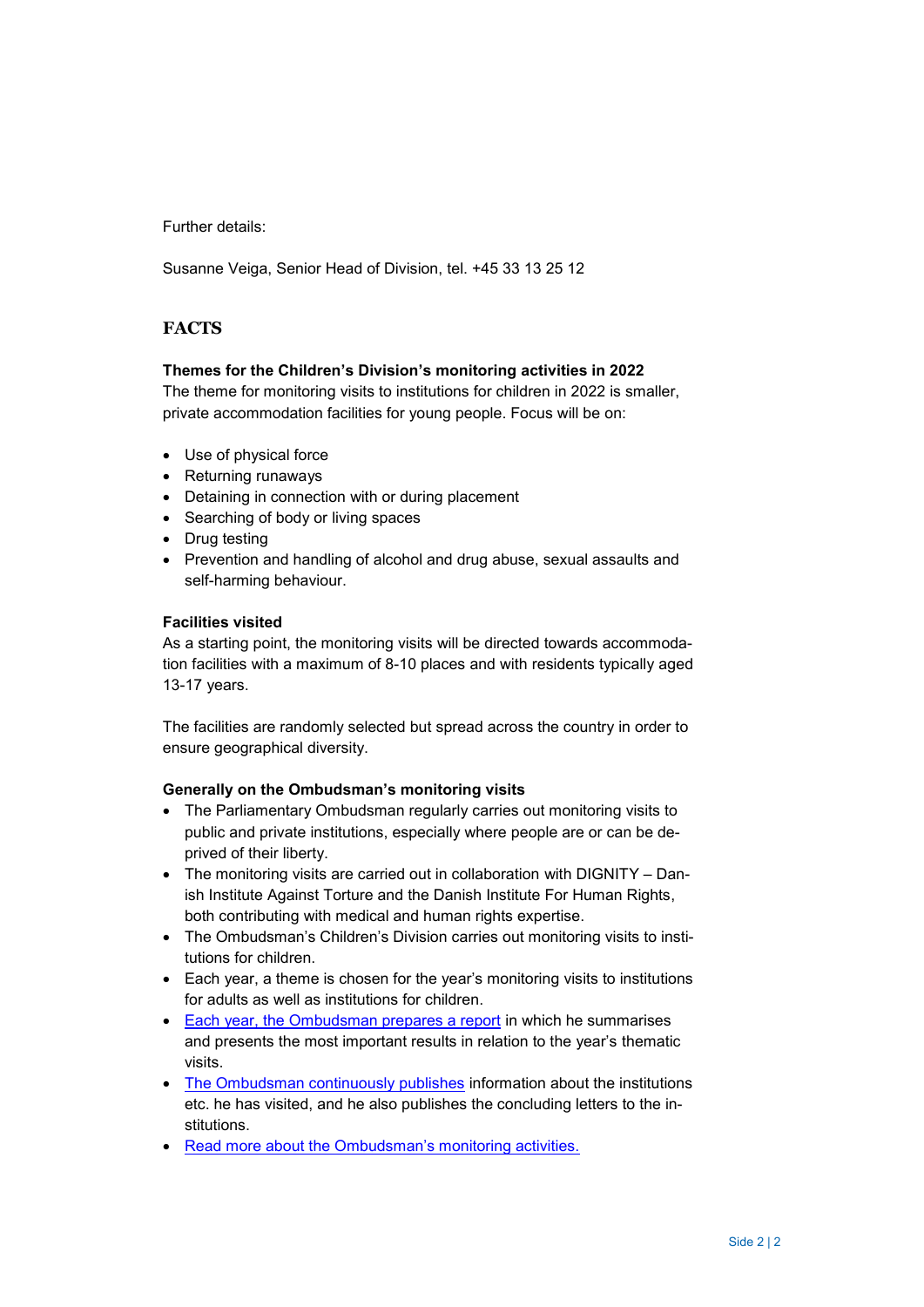Further details:

Susanne Veiga, Senior Head of Division, tel. +45 33 13 25 12

## FACTS

**Themes for the Children's Division's monitoring activities in 2022**

The theme for monitoring visits to institutions for children in 2022 is smaller, private accommodation facilities for young people. Focus will be on:

- Use of physical force
- Returning runaways
- Detaining in connection with or during placement
- Searching of body or living spaces
- Drug testing
- Prevention and handling of alcohol and drug abuse, sexual assaults and self-harming behaviour.

**Facilities visited**

As a starting point, the monitoring visits will be directed towards accommodation facilities with a maximum of 8-10 places and with residents typically aged 13-17 years.

The facilities are randomly selected but spread across the country in order to ensure geographical diversity.

**Generally on the Ombudsman's monitoring visits**

- The Parliamentary Ombudsman regularly carries out monitoring visits to public and private institutions, especially where people are or can be deprived of their liberty.
- The monitoring visits are carried out in collaboration with DIGNITY – Danish Institute Against Torture and the Danish Institute For Human Rights, both contributing with medical and human rights expertise.
- The Ombudsman's Children's Division carries out monitoring visits to institutions for children.
- Each year, a theme is chosen for the year's monitoring visits to institutions for adults as well as institutions for children.
- Each year, the Ombudsman prepares a report in which he summarises and presents the most important results in relation to the year's thematic visits.
- The Ombudsman continuously publishes information about the institutions etc. he has visited, and he also publishes the concluding letters to the institutions.
- Read more about the Ombudsman's monitoring activities.